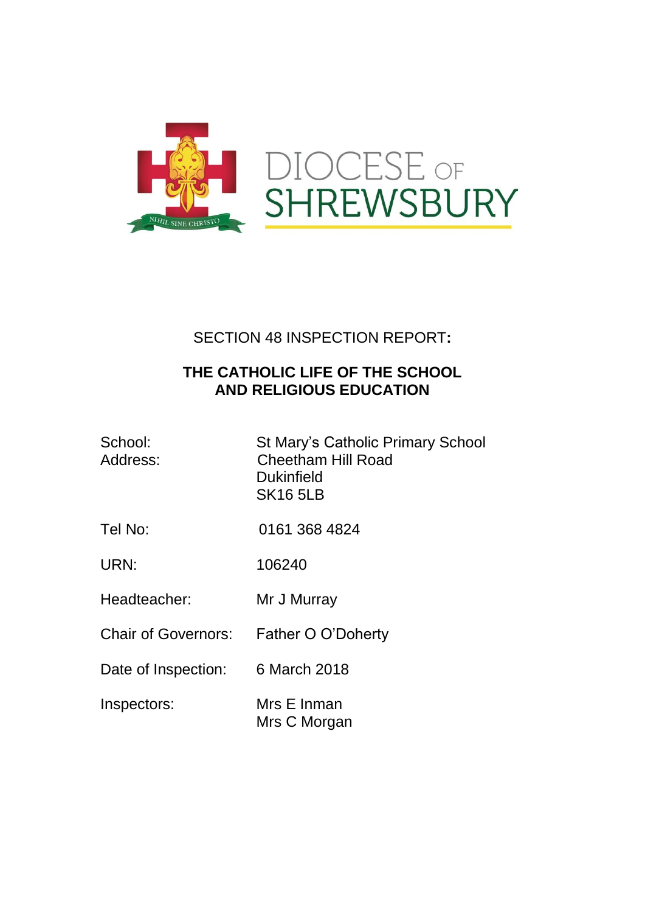DIOCESE OF SHREWSBURY

NIHIL SINE CHRISTO

SECTION 48 INSPECTION REPORT:

**THE CATHOLIC LIFE OF THE SCHOOL AND RELIGIOUS EDUCATION**

| | |
|---|---|
| School: | St Mary's Catholic Primary School |
| Address: | Cheetham Hill Road<br>Dukinfield<br>SK16 5LB |
| Tel No: | 0161 368 4824 |
| URN: | 106240 |
| Headteacher: | Mr J Murray |
| Chair of Governors: | Father O O'Doherty |
| Date of Inspection: | 6 March 2018 |
| Inspectors: | Mrs E Inman<br>Mrs C Morgan |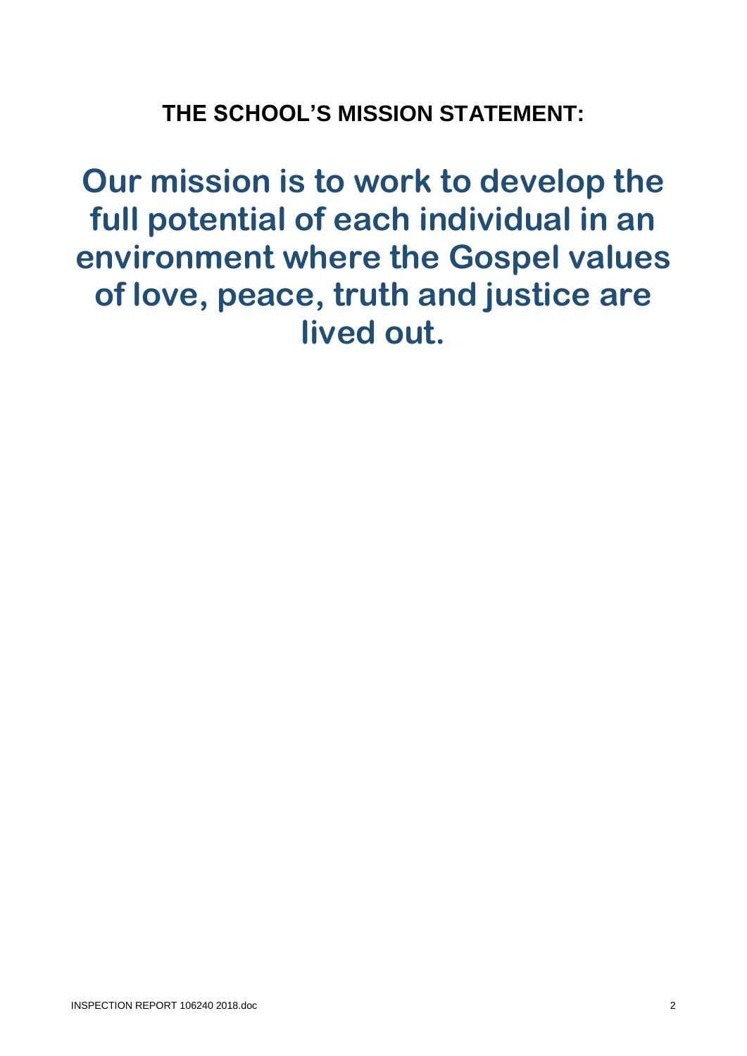## THE SCHOOL'S MISSION STATEMENT:

# Our mission is to work to develop the full potential of each individual in an environment where the Gospel values of love, peace, truth and justice are lived out.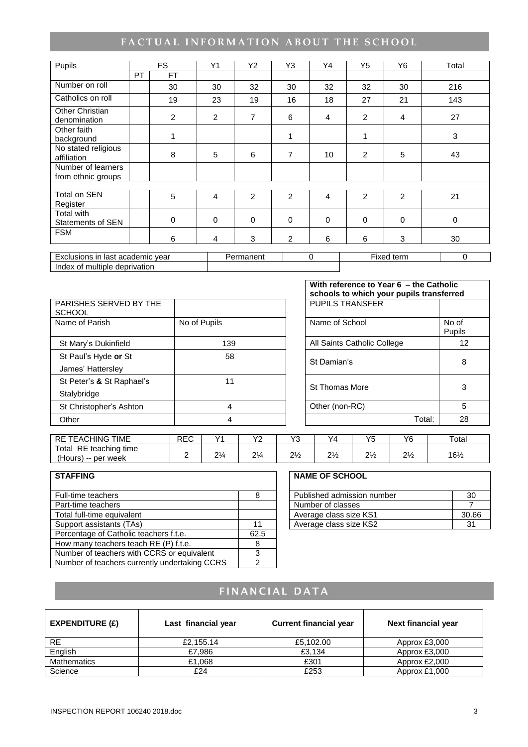## FACTUAL INFORMATION ABOUT THE SCHOOL

| Pupils | FS | | Y1 | Y2 | Y3 | Y4 | Y5 | Y6 | Total |
|---|---|---|---|---|---|---|---|---|---|
| | PT | FT | | | | | | | |
| Number on roll | | 30 | 30 | 32 | 30 | 32 | 32 | 30 | 216 |
| Catholics on roll | | 19 | 23 | 19 | 16 | 18 | 27 | 21 | 143 |
| Other Christian denomination | | 2 | 2 | 7 | 6 | 4 | 2 | 4 | 27 |
| Other faith background | | 1 | | | 1 | | 1 | | 3 |
| No stated religious affiliation | | 8 | 5 | 6 | 7 | 10 | 2 | 5 | 43 |
| Number of learners from ethnic groups | | | | | | | | | |
| Total on SEN Register | | 5 | 4 | 2 | 2 | 4 | 2 | 2 | 21 |
| Total with Statements of SEN | | 0 | 0 | 0 | 0 | 0 | 0 | 0 | 0 |
| FSM | | 6 | 4 | 3 | 2 | 6 | 6 | 3 | 30 |

| | | | | |
|---|---|---|---|---|
| Exclusions in last academic year | Permanent | 0 | Fixed term | 0 |
| Index of multiple deprivation | | | | |

| PARISHES SERVED BY THE SCHOOL | |
|---|---|
| Name of Parish | No of Pupils |
| St Mary's Dukinfield | 139 |
| St Paul's Hyde **or** St James' Hattersley | 58 |
| St Peter's **&** St Raphael's Stalybridge | 11 |
| St Christopher's Ashton | 4 |
| Other | 4 |

**With reference to Year 6 – the Catholic schools to which your pupils transferred**

| PUPILS TRANSFER | |
|---|---|
| Name of School | No of Pupils |
| All Saints Catholic College | 12 |
| St Damian's | 8 |
| St Thomas More | 3 |
| Other (non-RC) | 5 |
| Total: | 28 |

| RE TEACHING TIME | REC | Y1 | Y2 | Y3 | Y4 | Y5 | Y6 | Total |
|---|---|---|---|---|---|---|---|---|
| Total RE teaching time (Hours) -- per week | 2 | 2¼ | 2¼ | 2½ | 2½ | 2½ | 2½ | 16½ |

| STAFFING | |
|---|---|
| Full-time teachers | 8 |
| Part-time teachers | |
| Total full-time equivalent | |
| Support assistants (TAs) | 11 |
| Percentage of Catholic teachers f.t.e. | 62.5 |
| How many teachers teach RE (P) f.t.e. | 8 |
| Number of teachers with CCRS or equivalent | 3 |
| Number of teachers currently undertaking CCRS | 2 |

| NAME OF SCHOOL | |
|---|---|
| Published admission number | 30 |
| Number of classes | 7 |
| Average class size KS1 | 30.66 |
| Average class size KS2 | 31 |

## FINANCIAL DATA

| EXPENDITURE (£) | Last financial year | Current financial year | Next financial year |
|---|---|---|---|
| RE | £2,155.14 | £5,102.00 | Approx £3,000 |
| English | £7,986 | £3,134 | Approx £3,000 |
| Mathematics | £1,068 | £301 | Approx £2,000 |
| Science | £24 | £253 | Approx £1,000 |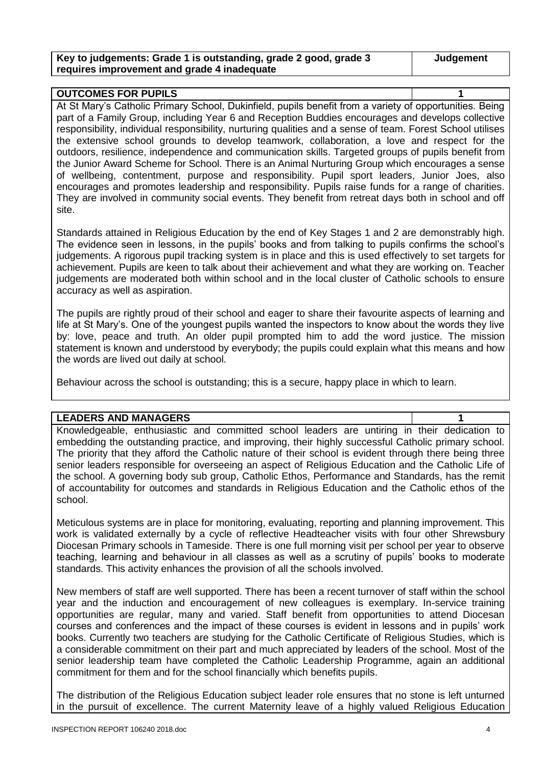| Key to judgements: Grade 1 is outstanding, grade 2 good, grade 3 requires improvement and grade 4 inadequate | Judgement |
| --- | --- |

| OUTCOMES FOR PUPILS | 1 |
| --- | --- |

At St Mary's Catholic Primary School, Dukinfield, pupils benefit from a variety of opportunities. Being part of a Family Group, including Year 6 and Reception Buddies encourages and develops collective responsibility, individual responsibility, nurturing qualities and a sense of team. Forest School utilises the extensive school grounds to develop teamwork, collaboration, a love and respect for the outdoors, resilience, independence and communication skills. Targeted groups of pupils benefit from the Junior Award Scheme for School. There is an Animal Nurturing Group which encourages a sense of wellbeing, contentment, purpose and responsibility. Pupil sport leaders, Junior Joes, also encourages and promotes leadership and responsibility. Pupils raise funds for a range of charities. They are involved in community social events. They benefit from retreat days both in school and off site.

Standards attained in Religious Education by the end of Key Stages 1 and 2 are demonstrably high. The evidence seen in lessons, in the pupils' books and from talking to pupils confirms the school's judgements. A rigorous pupil tracking system is in place and this is used effectively to set targets for achievement. Pupils are keen to talk about their achievement and what they are working on. Teacher judgements are moderated both within school and in the local cluster of Catholic schools to ensure accuracy as well as aspiration.

The pupils are rightly proud of their school and eager to share their favourite aspects of learning and life at St Mary's. One of the youngest pupils wanted the inspectors to know about the words they live by: love, peace and truth. An older pupil prompted him to add the word justice. The mission statement is known and understood by everybody; the pupils could explain what this means and how the words are lived out daily at school.

Behaviour across the school is outstanding; this is a secure, happy place in which to learn.

| LEADERS AND MANAGERS | 1 |
| --- | --- |

Knowledgeable, enthusiastic and committed school leaders are untiring in their dedication to embedding the outstanding practice, and improving, their highly successful Catholic primary school. The priority that they afford the Catholic nature of their school is evident through there being three senior leaders responsible for overseeing an aspect of Religious Education and the Catholic Life of the school. A governing body sub group, Catholic Ethos, Performance and Standards, has the remit of accountability for outcomes and standards in Religious Education and the Catholic ethos of the school.

Meticulous systems are in place for monitoring, evaluating, reporting and planning improvement. This work is validated externally by a cycle of reflective Headteacher visits with four other Shrewsbury Diocesan Primary schools in Tameside. There is one full morning visit per school per year to observe teaching, learning and behaviour in all classes as well as a scrutiny of pupils' books to moderate standards. This activity enhances the provision of all the schools involved.

New members of staff are well supported. There has been a recent turnover of staff within the school year and the induction and encouragement of new colleagues is exemplary. In-service training opportunities are regular, many and varied. Staff benefit from opportunities to attend Diocesan courses and conferences and the impact of these courses is evident in lessons and in pupils' work books. Currently two teachers are studying for the Catholic Certificate of Religious Studies, which is a considerable commitment on their part and much appreciated by leaders of the school. Most of the senior leadership team have completed the Catholic Leadership Programme, again an additional commitment for them and for the school financially which benefits pupils.

The distribution of the Religious Education subject leader role ensures that no stone is left unturned in the pursuit of excellence. The current Maternity leave of a highly valued Religious Education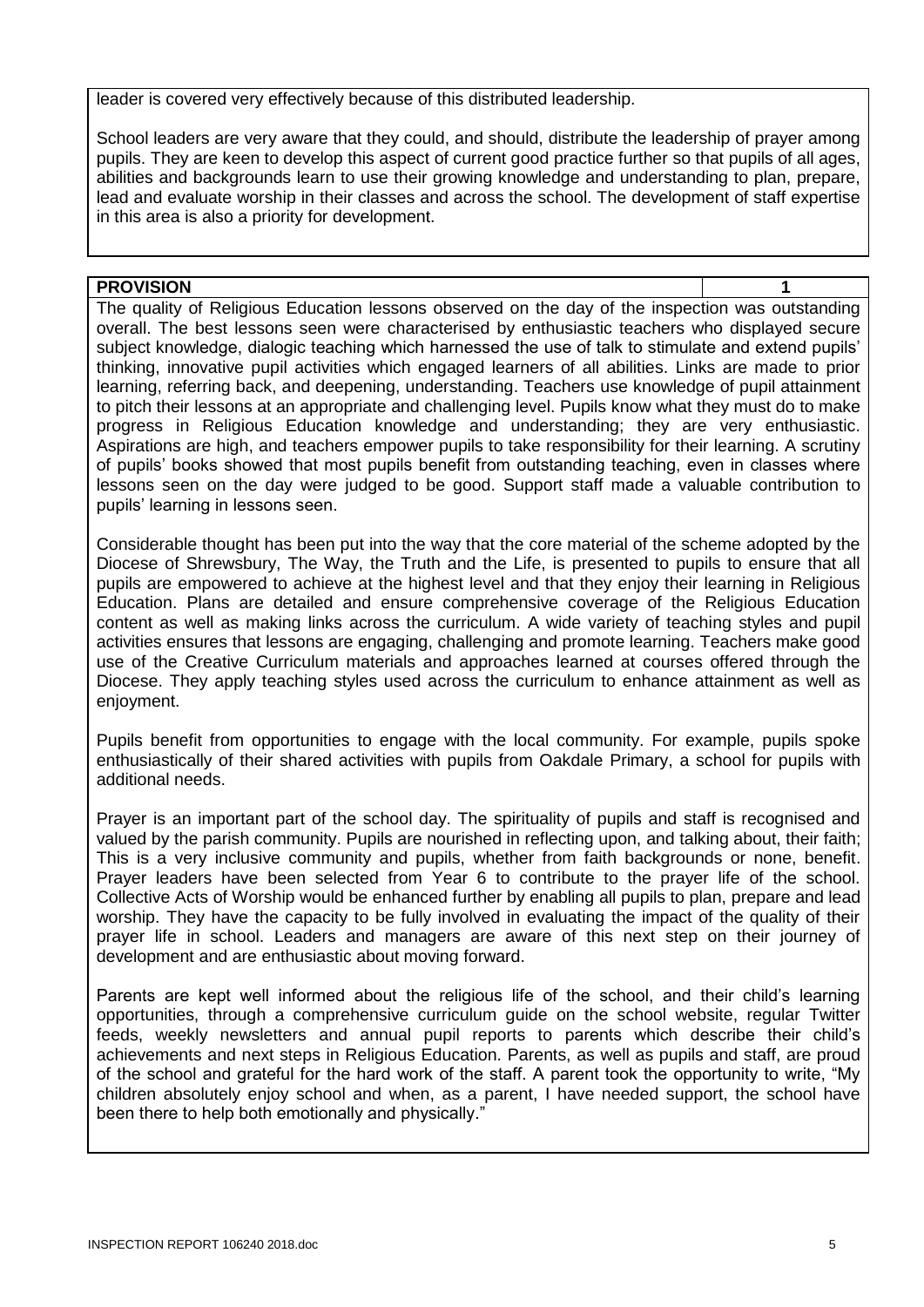leader is covered very effectively because of this distributed leadership.

School leaders are very aware that they could, and should, distribute the leadership of prayer among pupils. They are keen to develop this aspect of current good practice further so that pupils of all ages, abilities and backgrounds learn to use their growing knowledge and understanding to plan, prepare, lead and evaluate worship in their classes and across the school. The development of staff expertise in this area is also a priority for development.

| **PROVISION** | **1** |
|---|---|

The quality of Religious Education lessons observed on the day of the inspection was outstanding overall. The best lessons seen were characterised by enthusiastic teachers who displayed secure subject knowledge, dialogic teaching which harnessed the use of talk to stimulate and extend pupils' thinking, innovative pupil activities which engaged learners of all abilities. Links are made to prior learning, referring back, and deepening, understanding. Teachers use knowledge of pupil attainment to pitch their lessons at an appropriate and challenging level. Pupils know what they must do to make progress in Religious Education knowledge and understanding; they are very enthusiastic. Aspirations are high, and teachers empower pupils to take responsibility for their learning. A scrutiny of pupils' books showed that most pupils benefit from outstanding teaching, even in classes where lessons seen on the day were judged to be good. Support staff made a valuable contribution to pupils' learning in lessons seen.

Considerable thought has been put into the way that the core material of the scheme adopted by the Diocese of Shrewsbury, The Way, the Truth and the Life, is presented to pupils to ensure that all pupils are empowered to achieve at the highest level and that they enjoy their learning in Religious Education. Plans are detailed and ensure comprehensive coverage of the Religious Education content as well as making links across the curriculum. A wide variety of teaching styles and pupil activities ensures that lessons are engaging, challenging and promote learning. Teachers make good use of the Creative Curriculum materials and approaches learned at courses offered through the Diocese. They apply teaching styles used across the curriculum to enhance attainment as well as enjoyment.

Pupils benefit from opportunities to engage with the local community. For example, pupils spoke enthusiastically of their shared activities with pupils from Oakdale Primary, a school for pupils with additional needs.

Prayer is an important part of the school day. The spirituality of pupils and staff is recognised and valued by the parish community. Pupils are nourished in reflecting upon, and talking about, their faith; This is a very inclusive community and pupils, whether from faith backgrounds or none, benefit. Prayer leaders have been selected from Year 6 to contribute to the prayer life of the school. Collective Acts of Worship would be enhanced further by enabling all pupils to plan, prepare and lead worship. They have the capacity to be fully involved in evaluating the impact of the quality of their prayer life in school. Leaders and managers are aware of this next step on their journey of development and are enthusiastic about moving forward.

Parents are kept well informed about the religious life of the school, and their child's learning opportunities, through a comprehensive curriculum guide on the school website, regular Twitter feeds, weekly newsletters and annual pupil reports to parents which describe their child's achievements and next steps in Religious Education. Parents, as well as pupils and staff, are proud of the school and grateful for the hard work of the staff. A parent took the opportunity to write, "My children absolutely enjoy school and when, as a parent, I have needed support, the school have been there to help both emotionally and physically."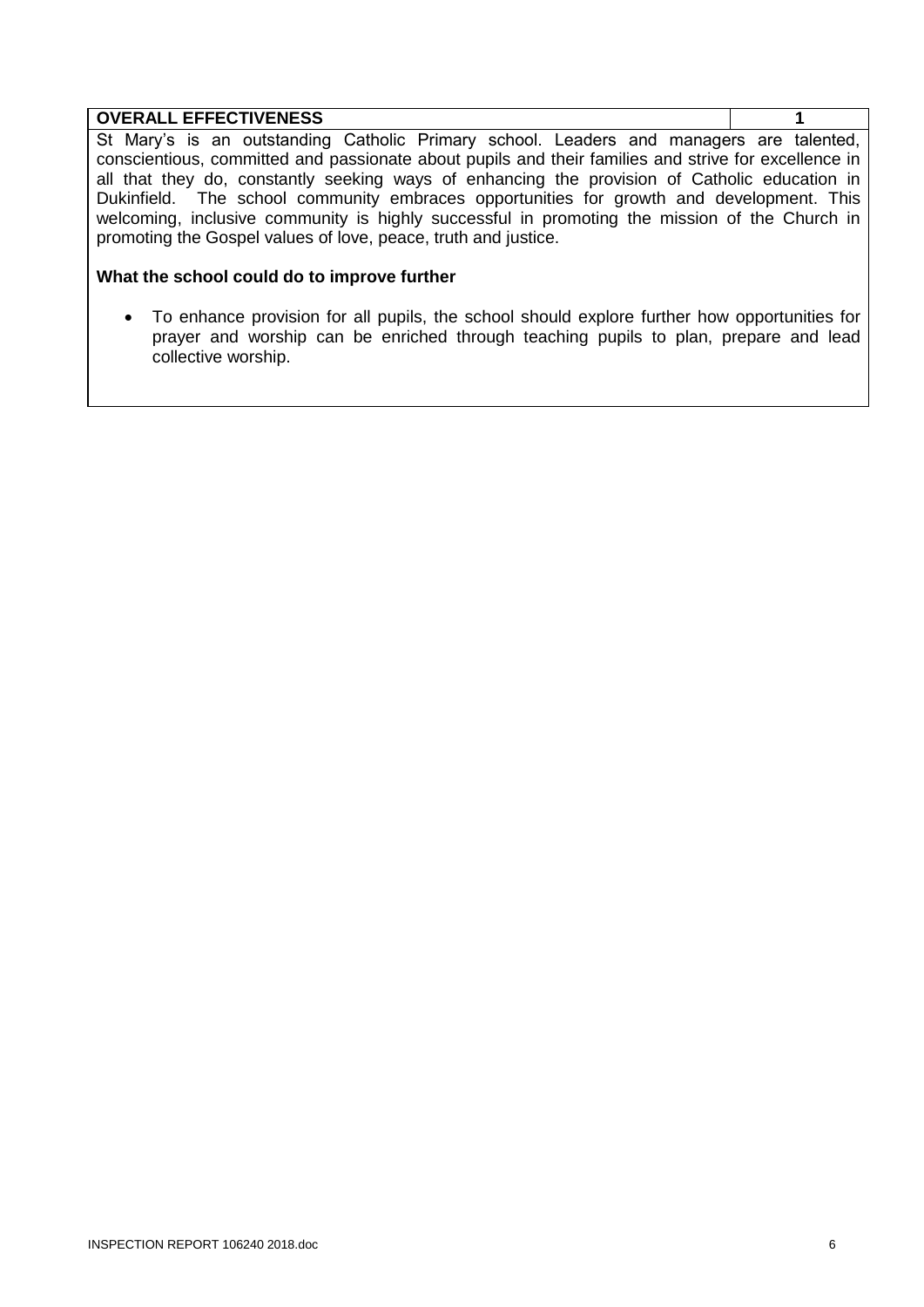| OVERALL EFFECTIVENESS | 1 |
| --- | --- |

St Mary's is an outstanding Catholic Primary school. Leaders and managers are talented, conscientious, committed and passionate about pupils and their families and strive for excellence in all that they do, constantly seeking ways of enhancing the provision of Catholic education in Dukinfield. The school community embraces opportunities for growth and development. This welcoming, inclusive community is highly successful in promoting the mission of the Church in promoting the Gospel values of love, peace, truth and justice.

**What the school could do to improve further**

- To enhance provision for all pupils, the school should explore further how opportunities for prayer and worship can be enriched through teaching pupils to plan, prepare and lead collective worship.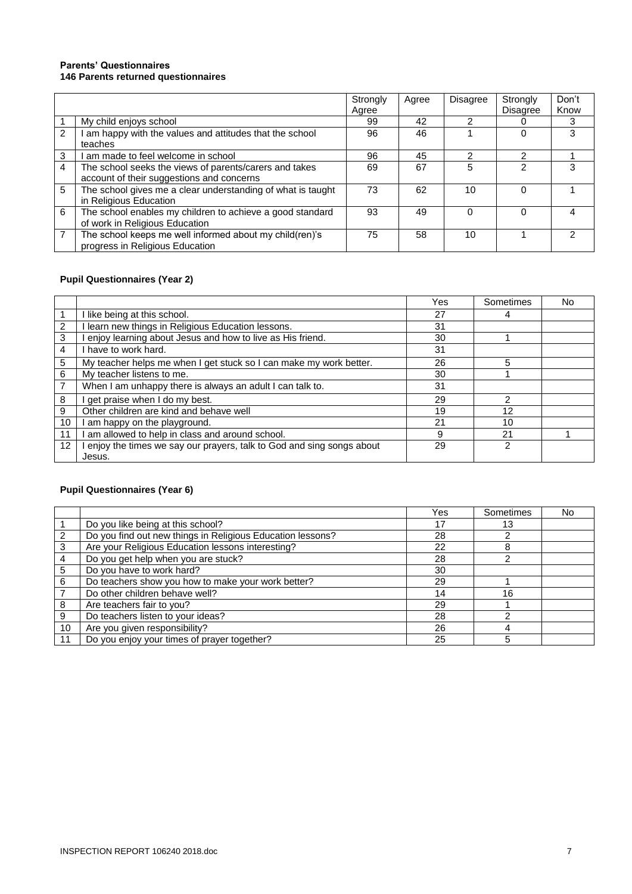**Parents' Questionnaires**
**146 Parents returned questionnaires**

| | | Strongly Agree | Agree | Disagree | Strongly Disagree | Don't Know |
|---|---|---|---|---|---|---|
| 1 | My child enjoys school | 99 | 42 | 2 | 0 | 3 |
| 2 | I am happy with the values and attitudes that the school teaches | 96 | 46 | 1 | 0 | 3 |
| 3 | I am made to feel welcome in school | 96 | 45 | 2 | 2 | 1 |
| 4 | The school seeks the views of parents/carers and takes account of their suggestions and concerns | 69 | 67 | 5 | 2 | 3 |
| 5 | The school gives me a clear understanding of what is taught in Religious Education | 73 | 62 | 10 | 0 | 1 |
| 6 | The school enables my children to achieve a good standard of work in Religious Education | 93 | 49 | 0 | 0 | 4 |
| 7 | The school keeps me well informed about my child(ren)'s progress in Religious Education | 75 | 58 | 10 | 1 | 2 |

**Pupil Questionnaires (Year 2)**

| | | Yes | Sometimes | No |
|---|---|---|---|---|
| 1 | I like being at this school. | 27 | 4 | |
| 2 | I learn new things in Religious Education lessons. | 31 | | |
| 3 | I enjoy learning about Jesus and how to live as His friend. | 30 | 1 | |
| 4 | I have to work hard. | 31 | | |
| 5 | My teacher helps me when I get stuck so I can make my work better. | 26 | 5 | |
| 6 | My teacher listens to me. | 30 | 1 | |
| 7 | When I am unhappy there is always an adult I can talk to. | 31 | | |
| 8 | I get praise when I do my best. | 29 | 2 | |
| 9 | Other children are kind and behave well | 19 | 12 | |
| 10 | I am happy on the playground. | 21 | 10 | |
| 11 | I am allowed to help in class and around school. | 9 | 21 | 1 |
| 12 | I enjoy the times we say our prayers, talk to God and sing songs about Jesus. | 29 | 2 | |

**Pupil Questionnaires (Year 6)**

| | | Yes | Sometimes | No |
|---|---|---|---|---|
| 1 | Do you like being at this school? | 17 | 13 | |
| 2 | Do you find out new things in Religious Education lessons? | 28 | 2 | |
| 3 | Are your Religious Education lessons interesting? | 22 | 8 | |
| 4 | Do you get help when you are stuck? | 28 | 2 | |
| 5 | Do you have to work hard? | 30 | | |
| 6 | Do teachers show you how to make your work better? | 29 | 1 | |
| 7 | Do other children behave well? | 14 | 16 | |
| 8 | Are teachers fair to you? | 29 | 1 | |
| 9 | Do teachers listen to your ideas? | 28 | 2 | |
| 10 | Are you given responsibility? | 26 | 4 | |
| 11 | Do you enjoy your times of prayer together? | 25 | 5 | |